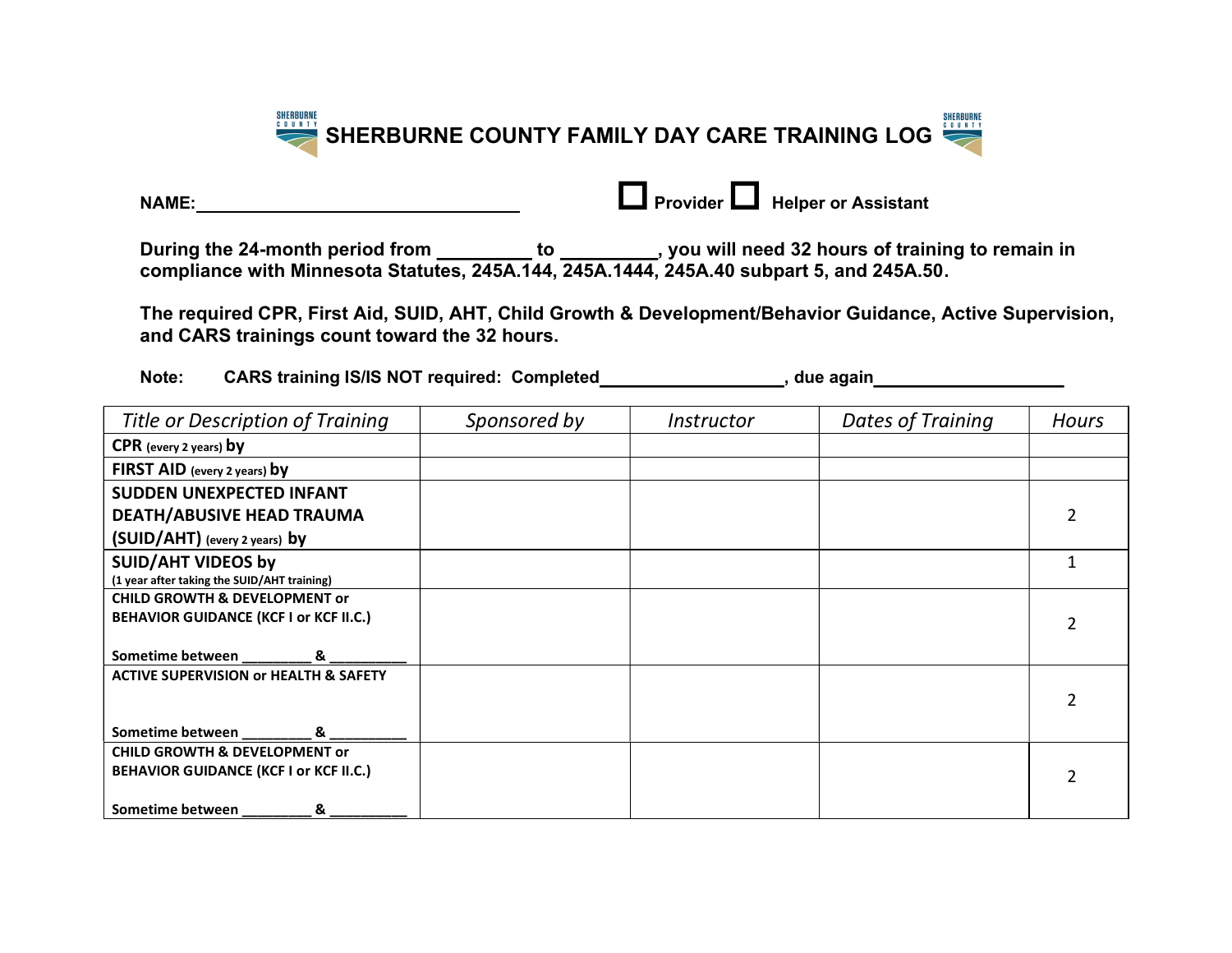# SHERBURNE COUNTY FAMILY DAY CARE TRAINING LOG

**NAME:**\_\_\_\_\_\_\_\_\_\_\_\_\_\_\_\_\_\_\_\_\_\_\_\_\_\_\_\_\_\_\_\_\_\_ ☐ **Provider** ☐ **Helper or Assistant**

**During the 24-month period from \_\_\_\_\_\_\_\_\_ to \_\_\_\_\_\_\_\_\_, you will need 32 hours of training to remain in compliance with Minnesota Statutes, 245A.144, 245A.1444, 245A.40 subpart 5, and 245A.50.**

**The required CPR, First Aid, SUID, AHT, Child Growth & Development/Behavior Guidance, Active Supervision, and CARS trainings count toward the 32 hours.**

**Note: CARS training IS/IS NOT required: Completed\_\_\_\_\_\_\_\_\_\_\_\_\_\_\_\_\_\_\_, due again\_\_\_\_\_\_\_\_\_\_\_\_\_\_\_\_\_\_\_**

| *Title or Description of Training* | *Sponsored by* | *Instructor* | *Dates of Training* | *Hours* |
|---|---|---|---|---|
| **CPR** (every 2 years) **by** | | | | |
| **FIRST AID** (every 2 years) **by** | | | | |
| **SUDDEN UNEXPECTED INFANT DEATH/ABUSIVE HEAD TRAUMA (SUID/AHT)** (every 2 years) **by** | | | | 2 |
| **SUID/AHT VIDEOS by** (1 year after taking the SUID/AHT training) | | | | 1 |
| **CHILD GROWTH & DEVELOPMENT or BEHAVIOR GUIDANCE (KCF I or KCF II.C.)** Sometime between \_\_\_\_\_\_\_\_\_ & \_\_\_\_\_\_\_\_\_\_ | | | | 2 |
| **ACTIVE SUPERVISION or HEALTH & SAFETY** Sometime between \_\_\_\_\_\_\_\_\_ & \_\_\_\_\_\_\_\_\_\_ | | | | 2 |
| **CHILD GROWTH & DEVELOPMENT or BEHAVIOR GUIDANCE (KCF I or KCF II.C.)** Sometime between \_\_\_\_\_\_\_\_\_ & \_\_\_\_\_\_\_\_\_\_ | | | | 2 |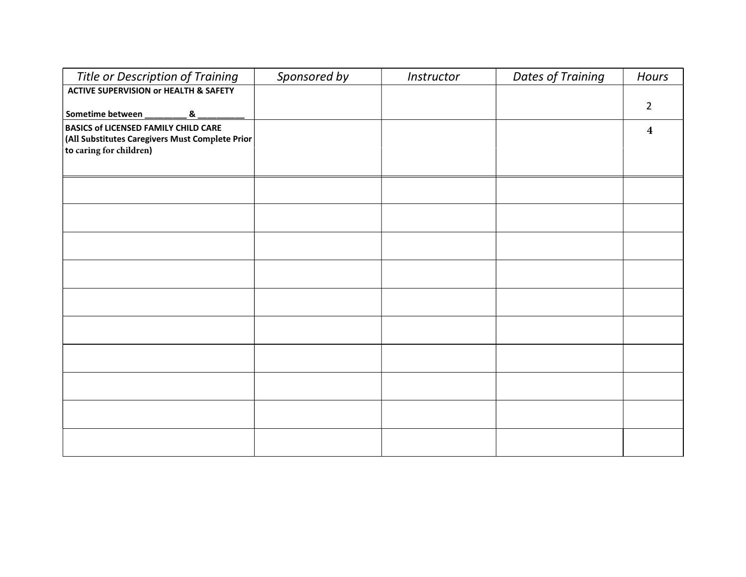| *Title or Description of Training* | *Sponsored by* | *Instructor* | *Dates of Training* | *Hours* |
|---|---|---|---|---|
| **ACTIVE SUPERVISION or HEALTH & SAFETY**<br><br>**Sometime between _________ & __________** | | | | 2 |
| **BASICS of LICENSED FAMILY CHILD CARE**<br>**(All Substitutes Caregivers Must Complete Prior to caring for children)** | | | | **4** |
| | | | | |
| | | | | |
| | | | | |
| | | | | |
| | | | | |
| | | | | |
| | | | | |
| | | | | |
| | | | | |
| | | | | |